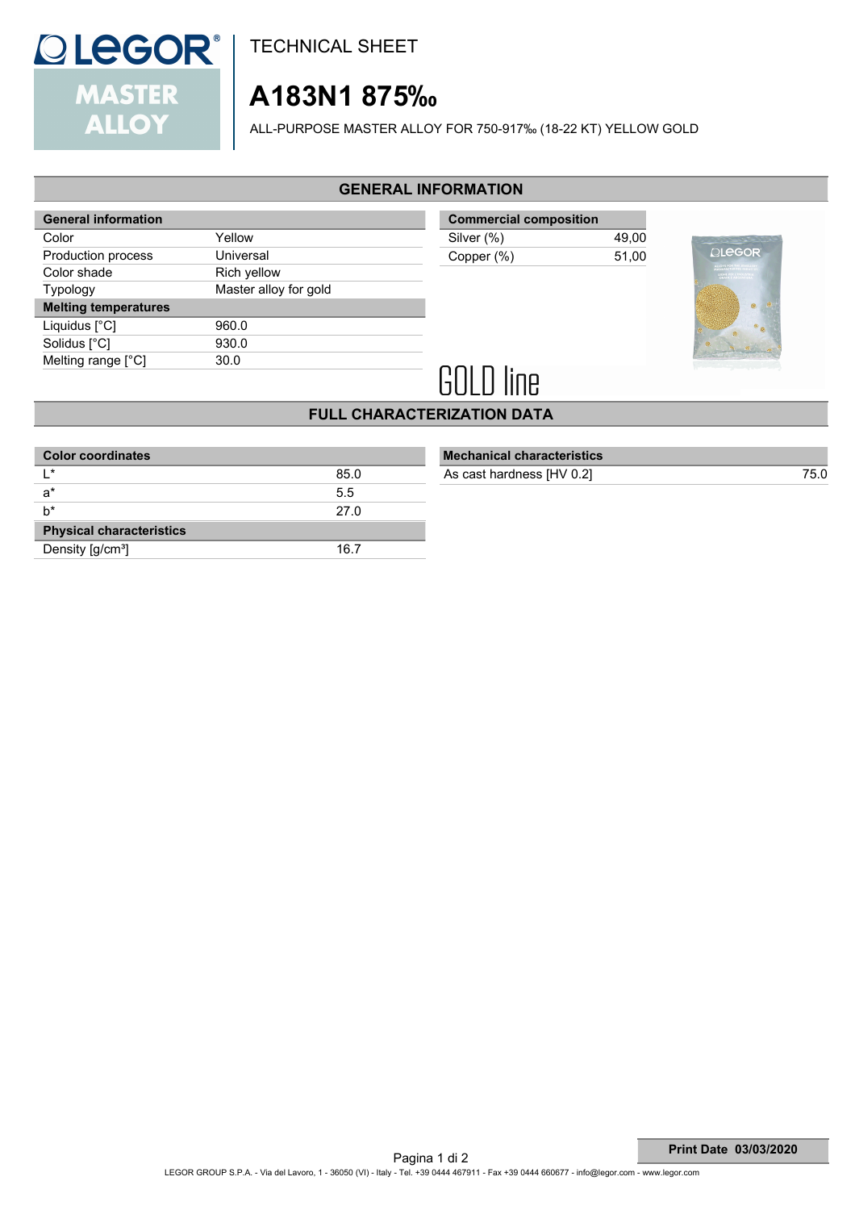TECHNICAL SHEET

# A183N1 875‰

ALL-PURPOSE MASTER ALLOY FOR 750-917‰ (18-22 KT) YELLOW GOLD

## GENERAL INFORMATION

| General information | |
|---|---|
| Color | Yellow |
| Production process | Universal |
| Color shade | Rich yellow |
| Typology | Master alloy for gold |
| **Melting temperatures** | |
| Liquidus [°C] | 960.0 |
| Solidus [°C] | 930.0 |
| Melting range [°C] | 30.0 |

| Commercial composition | |
|---|---|
| Silver (%) | 49,00 |
| Copper (%) | 51,00 |

GOLD line

## FULL CHARACTERIZATION DATA

| Color coordinates | |
|---|---|
| L* | 85.0 |
| a* | 5.5 |
| b* | 27.0 |
| **Physical characteristics** | |
| Density [g/cm³] | 16.7 |

| Mechanical characteristics | |
|---|---|
| As cast hardness [HV 0.2] | 75.0 |

Print Date 03/03/2020

LEGOR GROUP S.P.A. - Via del Lavoro, 1 - 36050 (VI) - Italy - Tel. +39 0444 467911 - Fax +39 0444 660677 - info@legor.com - www.legor.com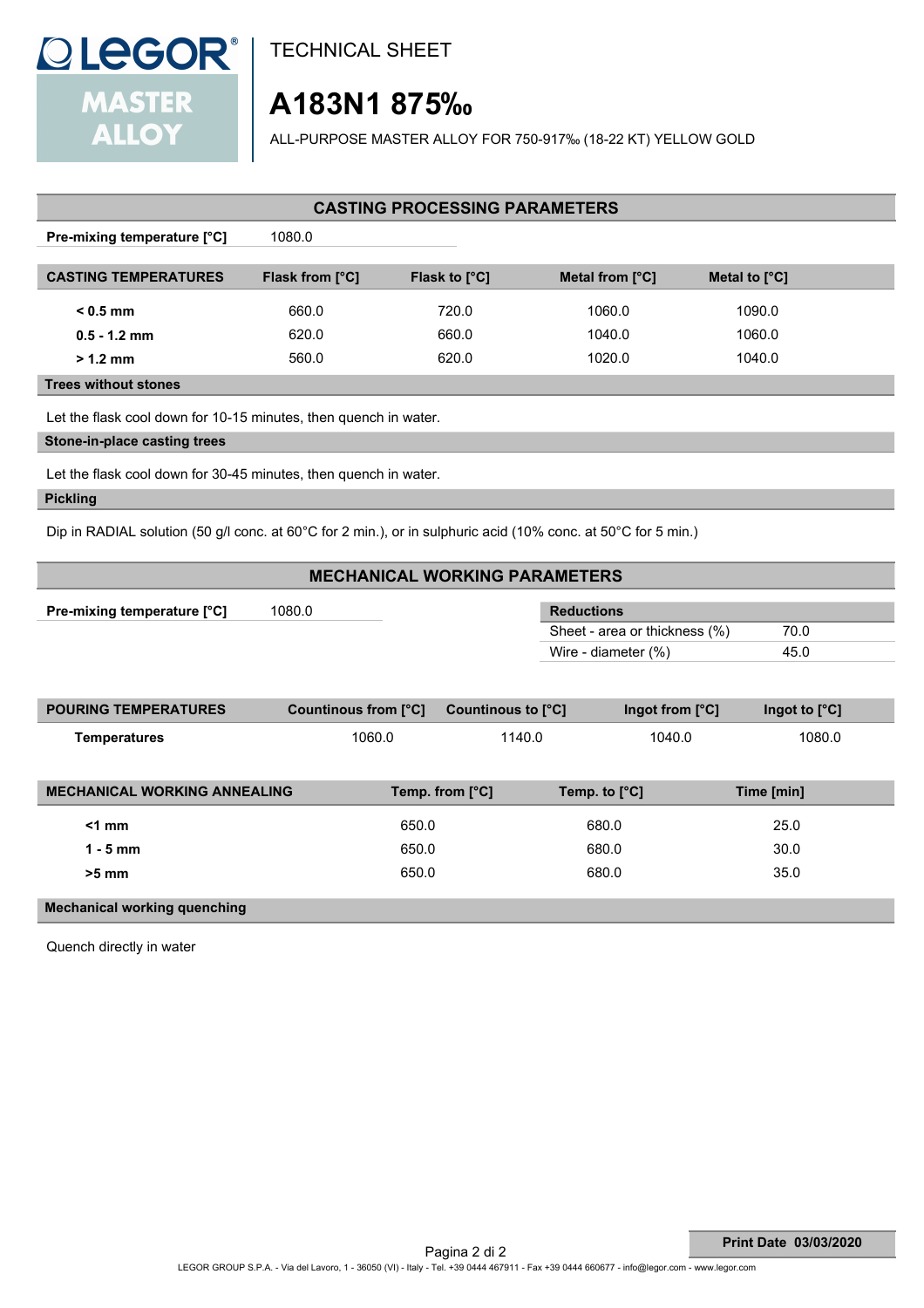LEGOR® MASTER ALLOY

TECHNICAL SHEET

# A183N1 875‰

ALL-PURPOSE MASTER ALLOY FOR 750-917‰ (18-22 KT) YELLOW GOLD

## CASTING PROCESSING PARAMETERS

**Pre-mixing temperature [°C]** 1080.0

| CASTING TEMPERATURES | Flask from [°C] | Flask to [°C] | Metal from [°C] | Metal to [°C] |
|---|---|---|---|---|
| **< 0.5 mm** | 660.0 | 720.0 | 1060.0 | 1090.0 |
| **0.5 - 1.2 mm** | 620.0 | 660.0 | 1040.0 | 1060.0 |
| **> 1.2 mm** | 560.0 | 620.0 | 1020.0 | 1040.0 |

### Trees without stones

Let the flask cool down for 10-15 minutes, then quench in water.

### Stone-in-place casting trees

Let the flask cool down for 30-45 minutes, then quench in water.

### Pickling

Dip in RADIAL solution (50 g/l conc. at 60°C for 2 min.), or in sulphuric acid (10% conc. at 50°C for 5 min.)

## MECHANICAL WORKING PARAMETERS

**Pre-mixing temperature [°C]** 1080.0

| Reductions | |
|---|---|
| Sheet - area or thickness (%) | 70.0 |
| Wire - diameter (%) | 45.0 |

| POURING TEMPERATURES | Countinous from [°C] | Countinous to [°C] | Ingot from [°C] | Ingot to [°C] |
|---|---|---|---|---|
| **Temperatures** | 1060.0 | 1140.0 | 1040.0 | 1080.0 |

| MECHANICAL WORKING ANNEALING | Temp. from [°C] | Temp. to [°C] | Time [min] |
|---|---|---|---|
| **<1 mm** | 650.0 | 680.0 | 25.0 |
| **1 - 5 mm** | 650.0 | 680.0 | 30.0 |
| **>5 mm** | 650.0 | 680.0 | 35.0 |

### Mechanical working quenching

Quench directly in water

**Print Date 03/03/2020**

LEGOR GROUP S.P.A. - Via del Lavoro, 1 - 36050 (VI) - Italy - Tel. +39 0444 467911 - Fax +39 0444 660677 - info@legor.com - www.legor.com